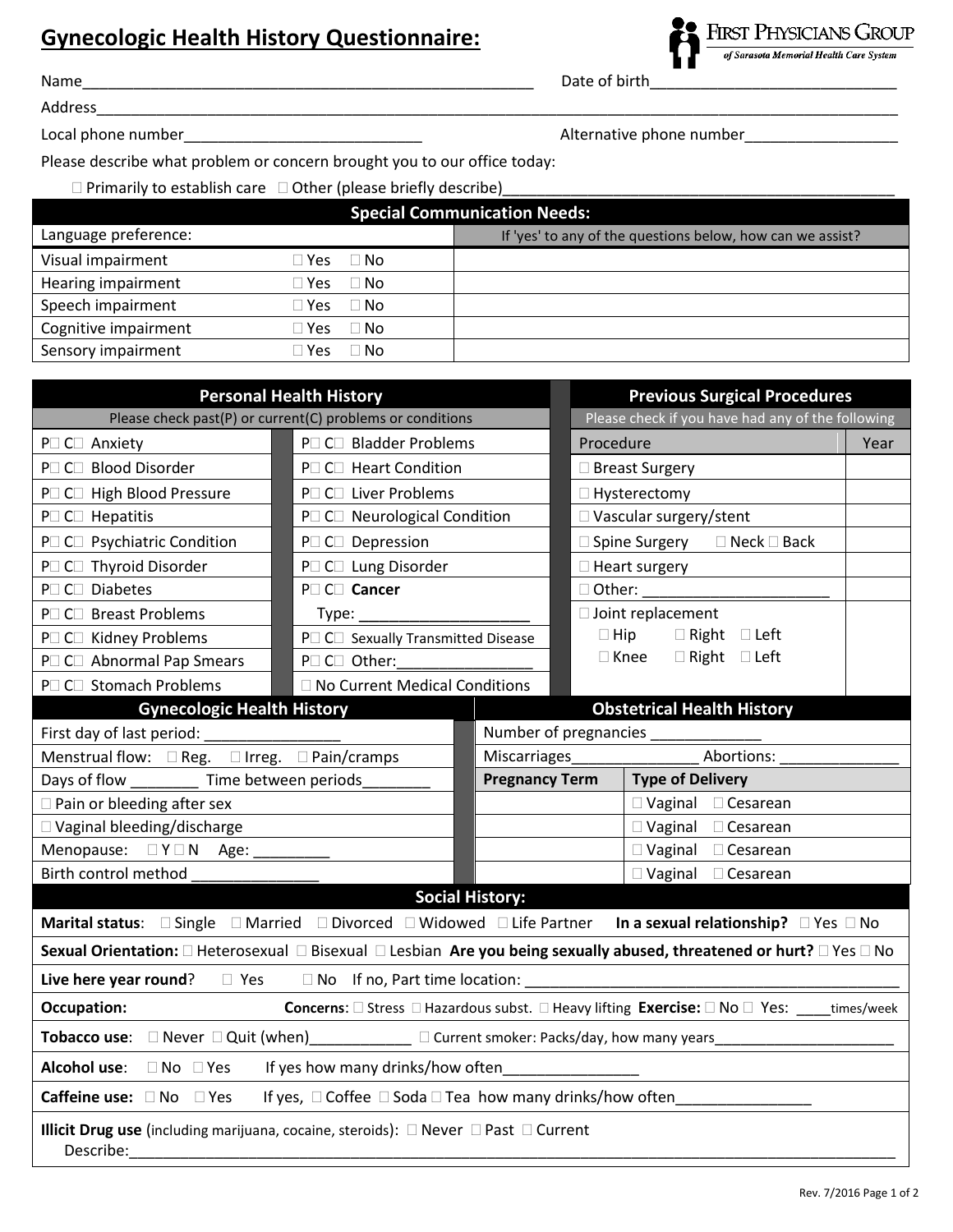# Gynecologic Health History Questionnaire:

FIRST PHYSICIANS GROUP *of Sarasota Memorial Health Care System*

Name_______________________________________________ Date of birth___________________________

Address_________________________________________________________________________________

Local phone number___________________________ Alternative phone number_________________

Please describe what problem or concern brought you to our office today:

☐ Primarily to establish care ☐ Other (please briefly describe)_____________________________________________

| Special Communication Needs: | | |
|---|---|---|
| Language preference: | | If 'yes' to any of the questions below, how can we assist? |
| Visual impairment | ☐ Yes ☐ No | |
| Hearing impairment | ☐ Yes ☐ No | |
| Speech impairment | ☐ Yes ☐ No | |
| Cognitive impairment | ☐ Yes ☐ No | |
| Sensory impairment | ☐ Yes ☐ No | |

| Personal Health History | |
|---|---|
| Please check past(P) or current(C) problems or conditions | |
| P☐ C☐ Anxiety | P☐ C☐ Bladder Problems |
| P☐ C☐ Blood Disorder | P☐ C☐ Heart Condition |
| P☐ C☐ High Blood Pressure | P☐ C☐ Liver Problems |
| P☐ C☐ Hepatitis | P☐ C☐ Neurological Condition |
| P☐ C☐ Psychiatric Condition | P☐ C☐ Depression |
| P☐ C☐ Thyroid Disorder | P☐ C☐ Lung Disorder |
| P☐ C☐ Diabetes | P☐ C☐ **Cancer** |
| P☐ C☐ Breast Problems | Type: ____________________ |
| P☐ C☐ Kidney Problems | P☐ C☐ Sexually Transmitted Disease |
| P☐ C☐ Abnormal Pap Smears | P☐ C☐ Other:________________ |
| P☐ C☐ Stomach Problems | ☐ No Current Medical Conditions |

| Previous Surgical Procedures | |
|---|---|
| Please check if you have had any of the following | |
| Procedure | Year |
| ☐ Breast Surgery | |
| ☐ Hysterectomy | |
| ☐ Vascular surgery/stent | |
| ☐ Spine Surgery ☐ Neck ☐ Back | |
| ☐ Heart surgery | |
| ☐ Other: ______________________ | |
| ☐ Joint replacement<br>☐ Hip ☐ Right ☐ Left<br>☐ Knee ☐ Right ☐ Left | |

| Gynecologic Health History |
|---|
| First day of last period: ________________ |
| Menstrual flow: ☐ Reg. ☐ Irreg. ☐ Pain/cramps |
| Days of flow ________ Time between periods________ |
| ☐ Pain or bleeding after sex |
| ☐ Vaginal bleeding/discharge |
| Menopause: ☐ Y ☐ N Age: _________ |
| Birth control method _______________ |

| Obstetrical Health History | |
|---|---|
| Number of pregnancies _____________ | |
| Miscarriages_______________ Abortions: ______________ | |
| **Pregnancy Term** | **Type of Delivery** |
| | ☐ Vaginal ☐ Cesarean |
| | ☐ Vaginal ☐ Cesarean |
| | ☐ Vaginal ☐ Cesarean |
| | ☐ Vaginal ☐ Cesarean |

| Social History: |
|---|
| **Marital status**: ☐ Single ☐ Married ☐ Divorced ☐ Widowed ☐ Life Partner **In a sexual relationship?** ☐ Yes ☐ No |
| **Sexual Orientation:** ☐ Heterosexual ☐ Bisexual ☐ Lesbian **Are you being sexually abused, threatened or hurt?** ☐ Yes ☐ No |
| **Live here year round**? ☐ Yes ☐ No If no, Part time location: ____________________________________________ |
| **Occupation:** **Concerns**: ☐ Stress ☐ Hazardous subst. ☐ Heavy lifting **Exercise:** ☐ No ☐ Yes: ____times/week |
| **Tobacco use**: ☐ Never ☐ Quit (when)____________ ☐ Current smoker: Packs/day, how many years______________________ |
| **Alcohol use**: ☐ No ☐ Yes If yes how many drinks/how often________________ |
| **Caffeine use:** ☐ No ☐ Yes If yes, ☐ Coffee ☐ Soda ☐ Tea how many drinks/how often________________ |
| **Illicit Drug use** (including marijuana, cocaine, steroids): ☐ Never ☐ Past ☐ Current<br>Describe:_____________________________________________________________________________________ |

Rev. 7/2016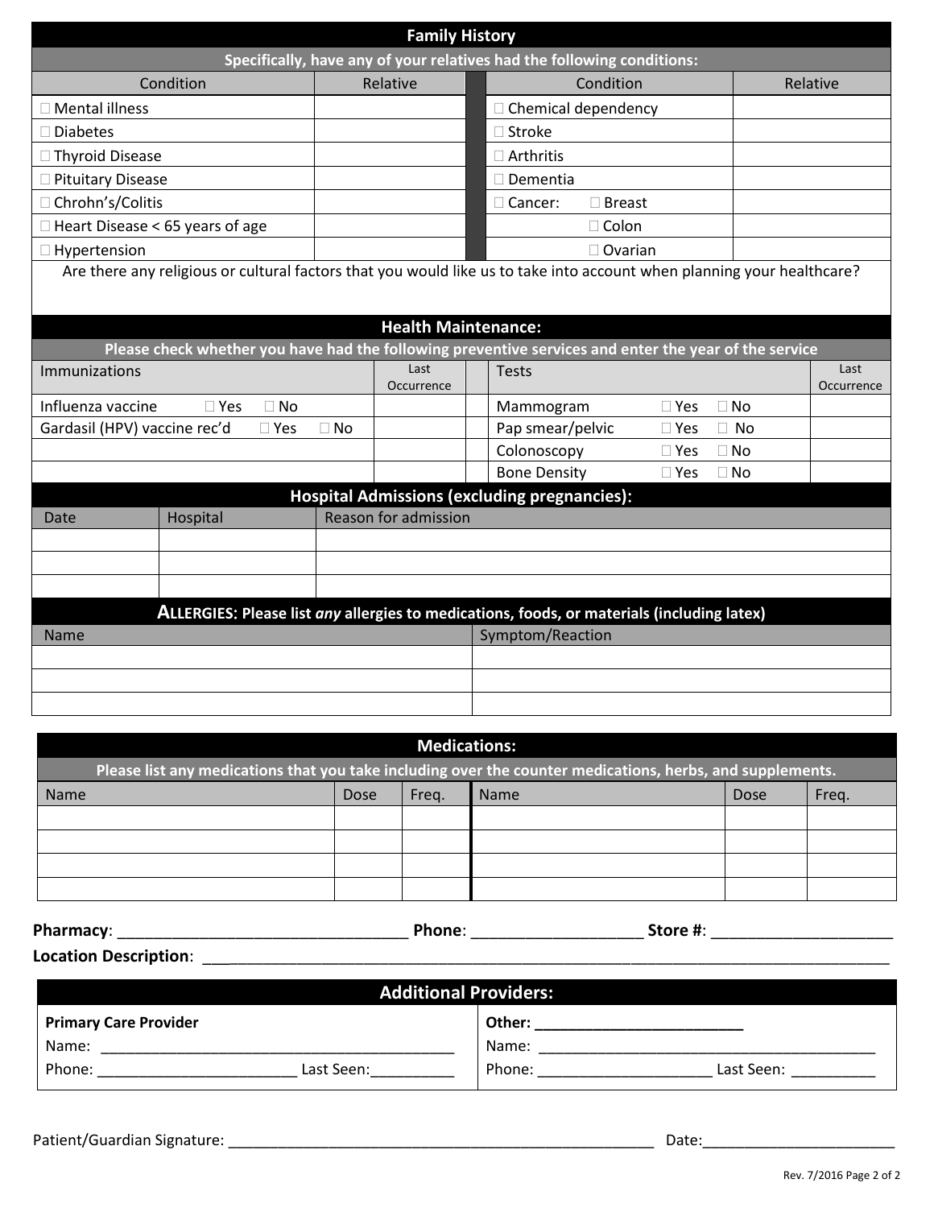## Family History

**Specifically, have any of your relatives had the following conditions:**

| Condition | Relative | Condition | Relative |
|---|---|---|---|
| ☐ Mental illness | | ☐ Chemical dependency | |
| ☐ Diabetes | | ☐ Stroke | |
| ☐ Thyroid Disease | | ☐ Arthritis | |
| ☐ Pituitary Disease | | ☐ Dementia | |
| ☐ Chrohn's/Colitis | | ☐ Cancer: ☐ Breast | |
| ☐ Heart Disease < 65 years of age | | ☐ Colon | |
| ☐ Hypertension | | ☐ Ovarian | |

Are there any religious or cultural factors that you would like us to take into account when planning your healthcare?

## Health Maintenance:

**Please check whether you have had the following preventive services and enter the year of the service**

| Immunizations | Last Occurrence | Tests | Last Occurrence |
|---|---|---|---|
| Influenza vaccine ☐ Yes ☐ No | | Mammogram ☐ Yes ☐ No | |
| Gardasil (HPV) vaccine rec'd ☐ Yes ☐ No | | Pap smear/pelvic ☐ Yes ☐ No | |
| | | Colonoscopy ☐ Yes ☐ No | |
| | | Bone Density ☐ Yes ☐ No | |

## Hospital Admissions (excluding pregnancies):

| Date | Hospital | Reason for admission |
|---|---|---|
| | | |
| | | |
| | | |

## ALLERGIES: Please list *any* allergies to medications, foods, or materials (including latex)

| Name | Symptom/Reaction |
|---|---|
| | |
| | |
| | |

## Medications:

**Please list any medications that you take including over the counter medications, herbs, and supplements.**

| Name | Dose | Freq. | Name | Dose | Freq. |
|---|---|---|---|---|---|
| | | | | | |
| | | | | | |
| | | | | | |
| | | | | | |

**Pharmacy**: _________________________________ **Phone**: ___________________ **Store #**: ____________________

**Location Description**: ______________________________________________________________________________

## Additional Providers:

**Primary Care Provider**

Name: ___________________________________________

Phone: _______________________ Last Seen:__________

**Other: ________________________**

Name: _________________________________________

Phone: _____________________ Last Seen: __________

Patient/Guardian Signature: ____________________________________________________ Date:______________________

Rev. 7/2016